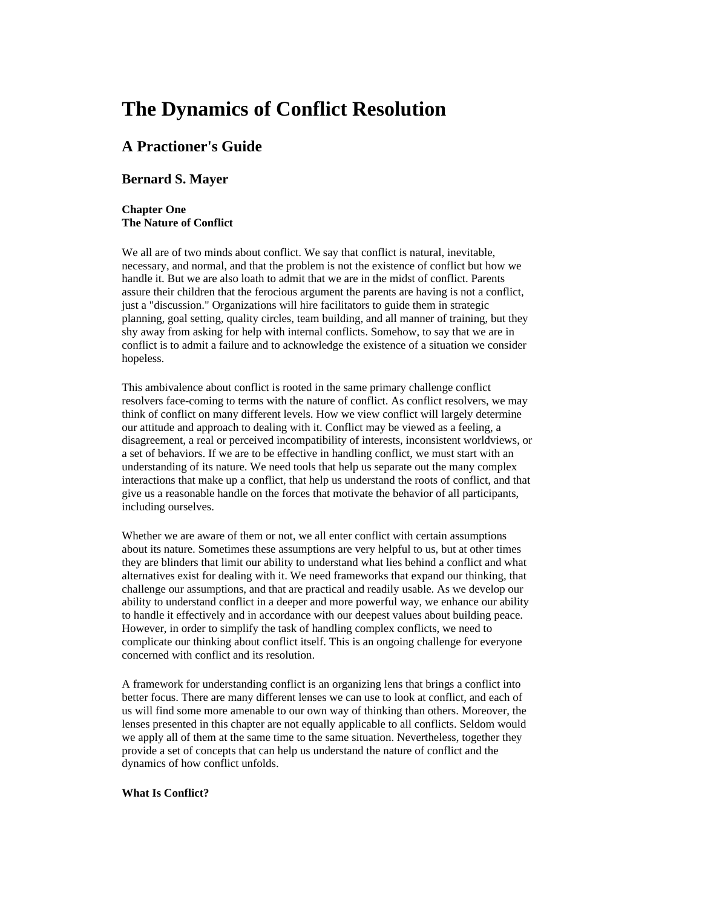# The Dynamics of Conflict Resolution

## A Practioner's Guide

### Bernard S. Mayer

**Chapter One**
**The Nature of Conflict**

We all are of two minds about conflict. We say that conflict is natural, inevitable, necessary, and normal, and that the problem is not the existence of conflict but how we handle it. But we are also loath to admit that we are in the midst of conflict. Parents assure their children that the ferocious argument the parents are having is not a conflict, just a "discussion." Organizations will hire facilitators to guide them in strategic planning, goal setting, quality circles, team building, and all manner of training, but they shy away from asking for help with internal conflicts. Somehow, to say that we are in conflict is to admit a failure and to acknowledge the existence of a situation we consider hopeless.

This ambivalence about conflict is rooted in the same primary challenge conflict resolvers face-coming to terms with the nature of conflict. As conflict resolvers, we may think of conflict on many different levels. How we view conflict will largely determine our attitude and approach to dealing with it. Conflict may be viewed as a feeling, a disagreement, a real or perceived incompatibility of interests, inconsistent worldviews, or a set of behaviors. If we are to be effective in handling conflict, we must start with an understanding of its nature. We need tools that help us separate out the many complex interactions that make up a conflict, that help us understand the roots of conflict, and that give us a reasonable handle on the forces that motivate the behavior of all participants, including ourselves.

Whether we are aware of them or not, we all enter conflict with certain assumptions about its nature. Sometimes these assumptions are very helpful to us, but at other times they are blinders that limit our ability to understand what lies behind a conflict and what alternatives exist for dealing with it. We need frameworks that expand our thinking, that challenge our assumptions, and that are practical and readily usable. As we develop our ability to understand conflict in a deeper and more powerful way, we enhance our ability to handle it effectively and in accordance with our deepest values about building peace. However, in order to simplify the task of handling complex conflicts, we need to complicate our thinking about conflict itself. This is an ongoing challenge for everyone concerned with conflict and its resolution.

A framework for understanding conflict is an organizing lens that brings a conflict into better focus. There are many different lenses we can use to look at conflict, and each of us will find some more amenable to our own way of thinking than others. Moreover, the lenses presented in this chapter are not equally applicable to all conflicts. Seldom would we apply all of them at the same time to the same situation. Nevertheless, together they provide a set of concepts that can help us understand the nature of conflict and the dynamics of how conflict unfolds.

**What Is Conflict?**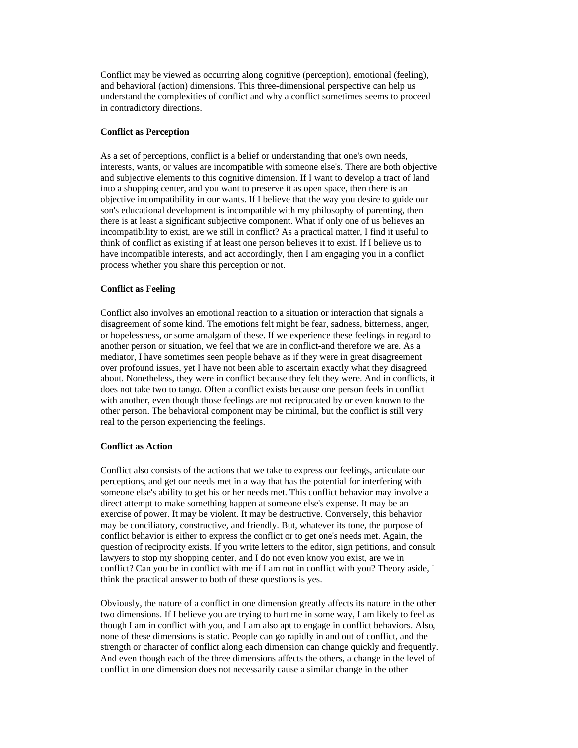Conflict may be viewed as occurring along cognitive (perception), emotional (feeling), and behavioral (action) dimensions. This three-dimensional perspective can help us understand the complexities of conflict and why a conflict sometimes seems to proceed in contradictory directions.

**Conflict as Perception**

As a set of perceptions, conflict is a belief or understanding that one's own needs, interests, wants, or values are incompatible with someone else's. There are both objective and subjective elements to this cognitive dimension. If I want to develop a tract of land into a shopping center, and you want to preserve it as open space, then there is an objective incompatibility in our wants. If I believe that the way you desire to guide our son's educational development is incompatible with my philosophy of parenting, then there is at least a significant subjective component. What if only one of us believes an incompatibility to exist, are we still in conflict? As a practical matter, I find it useful to think of conflict as existing if at least one person believes it to exist. If I believe us to have incompatible interests, and act accordingly, then I am engaging you in a conflict process whether you share this perception or not.

**Conflict as Feeling**

Conflict also involves an emotional reaction to a situation or interaction that signals a disagreement of some kind. The emotions felt might be fear, sadness, bitterness, anger, or hopelessness, or some amalgam of these. If we experience these feelings in regard to another person or situation, we feel that we are in conflict-and therefore we are. As a mediator, I have sometimes seen people behave as if they were in great disagreement over profound issues, yet I have not been able to ascertain exactly what they disagreed about. Nonetheless, they were in conflict because they felt they were. And in conflicts, it does not take two to tango. Often a conflict exists because one person feels in conflict with another, even though those feelings are not reciprocated by or even known to the other person. The behavioral component may be minimal, but the conflict is still very real to the person experiencing the feelings.

**Conflict as Action**

Conflict also consists of the actions that we take to express our feelings, articulate our perceptions, and get our needs met in a way that has the potential for interfering with someone else's ability to get his or her needs met. This conflict behavior may involve a direct attempt to make something happen at someone else's expense. It may be an exercise of power. It may be violent. It may be destructive. Conversely, this behavior may be conciliatory, constructive, and friendly. But, whatever its tone, the purpose of conflict behavior is either to express the conflict or to get one's needs met. Again, the question of reciprocity exists. If you write letters to the editor, sign petitions, and consult lawyers to stop my shopping center, and I do not even know you exist, are we in conflict? Can you be in conflict with me if I am not in conflict with you? Theory aside, I think the practical answer to both of these questions is yes.

Obviously, the nature of a conflict in one dimension greatly affects its nature in the other two dimensions. If I believe you are trying to hurt me in some way, I am likely to feel as though I am in conflict with you, and I am also apt to engage in conflict behaviors. Also, none of these dimensions is static. People can go rapidly in and out of conflict, and the strength or character of conflict along each dimension can change quickly and frequently. And even though each of the three dimensions affects the others, a change in the level of conflict in one dimension does not necessarily cause a similar change in the other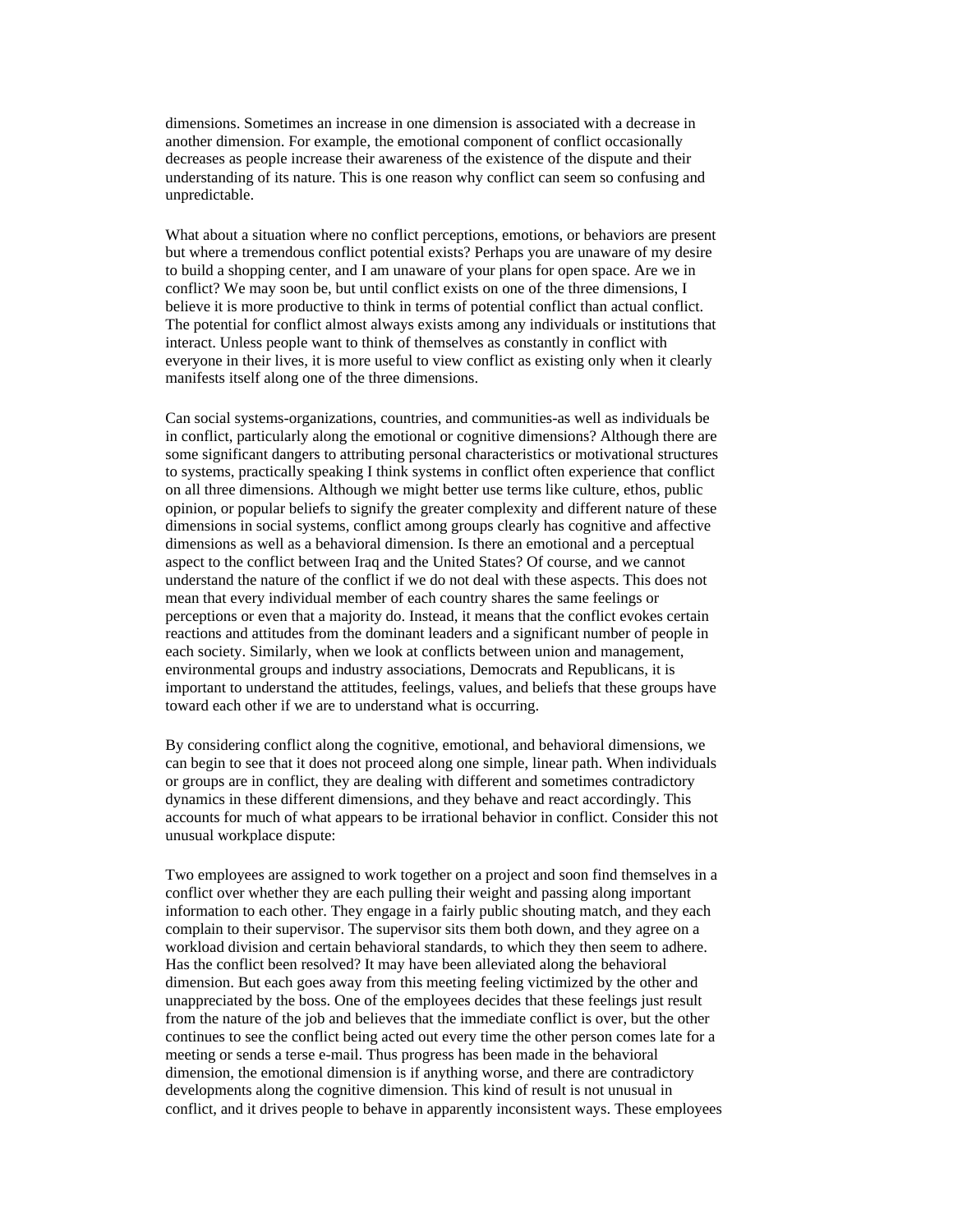dimensions. Sometimes an increase in one dimension is associated with a decrease in another dimension. For example, the emotional component of conflict occasionally decreases as people increase their awareness of the existence of the dispute and their understanding of its nature. This is one reason why conflict can seem so confusing and unpredictable.

What about a situation where no conflict perceptions, emotions, or behaviors are present but where a tremendous conflict potential exists? Perhaps you are unaware of my desire to build a shopping center, and I am unaware of your plans for open space. Are we in conflict? We may soon be, but until conflict exists on one of the three dimensions, I believe it is more productive to think in terms of potential conflict than actual conflict. The potential for conflict almost always exists among any individuals or institutions that interact. Unless people want to think of themselves as constantly in conflict with everyone in their lives, it is more useful to view conflict as existing only when it clearly manifests itself along one of the three dimensions.

Can social systems-organizations, countries, and communities-as well as individuals be in conflict, particularly along the emotional or cognitive dimensions? Although there are some significant dangers to attributing personal characteristics or motivational structures to systems, practically speaking I think systems in conflict often experience that conflict on all three dimensions. Although we might better use terms like culture, ethos, public opinion, or popular beliefs to signify the greater complexity and different nature of these dimensions in social systems, conflict among groups clearly has cognitive and affective dimensions as well as a behavioral dimension. Is there an emotional and a perceptual aspect to the conflict between Iraq and the United States? Of course, and we cannot understand the nature of the conflict if we do not deal with these aspects. This does not mean that every individual member of each country shares the same feelings or perceptions or even that a majority do. Instead, it means that the conflict evokes certain reactions and attitudes from the dominant leaders and a significant number of people in each society. Similarly, when we look at conflicts between union and management, environmental groups and industry associations, Democrats and Republicans, it is important to understand the attitudes, feelings, values, and beliefs that these groups have toward each other if we are to understand what is occurring.

By considering conflict along the cognitive, emotional, and behavioral dimensions, we can begin to see that it does not proceed along one simple, linear path. When individuals or groups are in conflict, they are dealing with different and sometimes contradictory dynamics in these different dimensions, and they behave and react accordingly. This accounts for much of what appears to be irrational behavior in conflict. Consider this not unusual workplace dispute:

Two employees are assigned to work together on a project and soon find themselves in a conflict over whether they are each pulling their weight and passing along important information to each other. They engage in a fairly public shouting match, and they each complain to their supervisor. The supervisor sits them both down, and they agree on a workload division and certain behavioral standards, to which they then seem to adhere. Has the conflict been resolved? It may have been alleviated along the behavioral dimension. But each goes away from this meeting feeling victimized by the other and unappreciated by the boss. One of the employees decides that these feelings just result from the nature of the job and believes that the immediate conflict is over, but the other continues to see the conflict being acted out every time the other person comes late for a meeting or sends a terse e-mail. Thus progress has been made in the behavioral dimension, the emotional dimension is if anything worse, and there are contradictory developments along the cognitive dimension. This kind of result is not unusual in conflict, and it drives people to behave in apparently inconsistent ways. These employees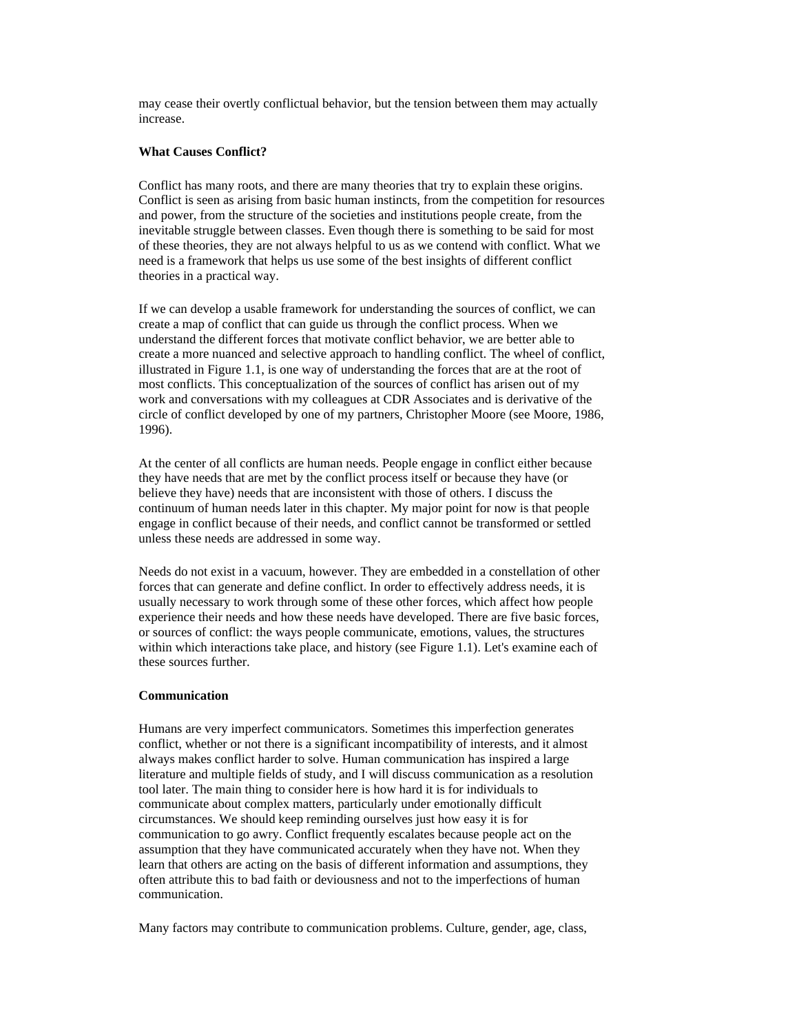may cease their overtly conflictual behavior, but the tension between them may actually increase.

**What Causes Conflict?**

Conflict has many roots, and there are many theories that try to explain these origins. Conflict is seen as arising from basic human instincts, from the competition for resources and power, from the structure of the societies and institutions people create, from the inevitable struggle between classes. Even though there is something to be said for most of these theories, they are not always helpful to us as we contend with conflict. What we need is a framework that helps us use some of the best insights of different conflict theories in a practical way.

If we can develop a usable framework for understanding the sources of conflict, we can create a map of conflict that can guide us through the conflict process. When we understand the different forces that motivate conflict behavior, we are better able to create a more nuanced and selective approach to handling conflict. The wheel of conflict, illustrated in Figure 1.1, is one way of understanding the forces that are at the root of most conflicts. This conceptualization of the sources of conflict has arisen out of my work and conversations with my colleagues at CDR Associates and is derivative of the circle of conflict developed by one of my partners, Christopher Moore (see Moore, 1986, 1996).

At the center of all conflicts are human needs. People engage in conflict either because they have needs that are met by the conflict process itself or because they have (or believe they have) needs that are inconsistent with those of others. I discuss the continuum of human needs later in this chapter. My major point for now is that people engage in conflict because of their needs, and conflict cannot be transformed or settled unless these needs are addressed in some way.

Needs do not exist in a vacuum, however. They are embedded in a constellation of other forces that can generate and define conflict. In order to effectively address needs, it is usually necessary to work through some of these other forces, which affect how people experience their needs and how these needs have developed. There are five basic forces, or sources of conflict: the ways people communicate, emotions, values, the structures within which interactions take place, and history (see Figure 1.1). Let's examine each of these sources further.

**Communication**

Humans are very imperfect communicators. Sometimes this imperfection generates conflict, whether or not there is a significant incompatibility of interests, and it almost always makes conflict harder to solve. Human communication has inspired a large literature and multiple fields of study, and I will discuss communication as a resolution tool later. The main thing to consider here is how hard it is for individuals to communicate about complex matters, particularly under emotionally difficult circumstances. We should keep reminding ourselves just how easy it is for communication to go awry. Conflict frequently escalates because people act on the assumption that they have communicated accurately when they have not. When they learn that others are acting on the basis of different information and assumptions, they often attribute this to bad faith or deviousness and not to the imperfections of human communication.

Many factors may contribute to communication problems. Culture, gender, age, class,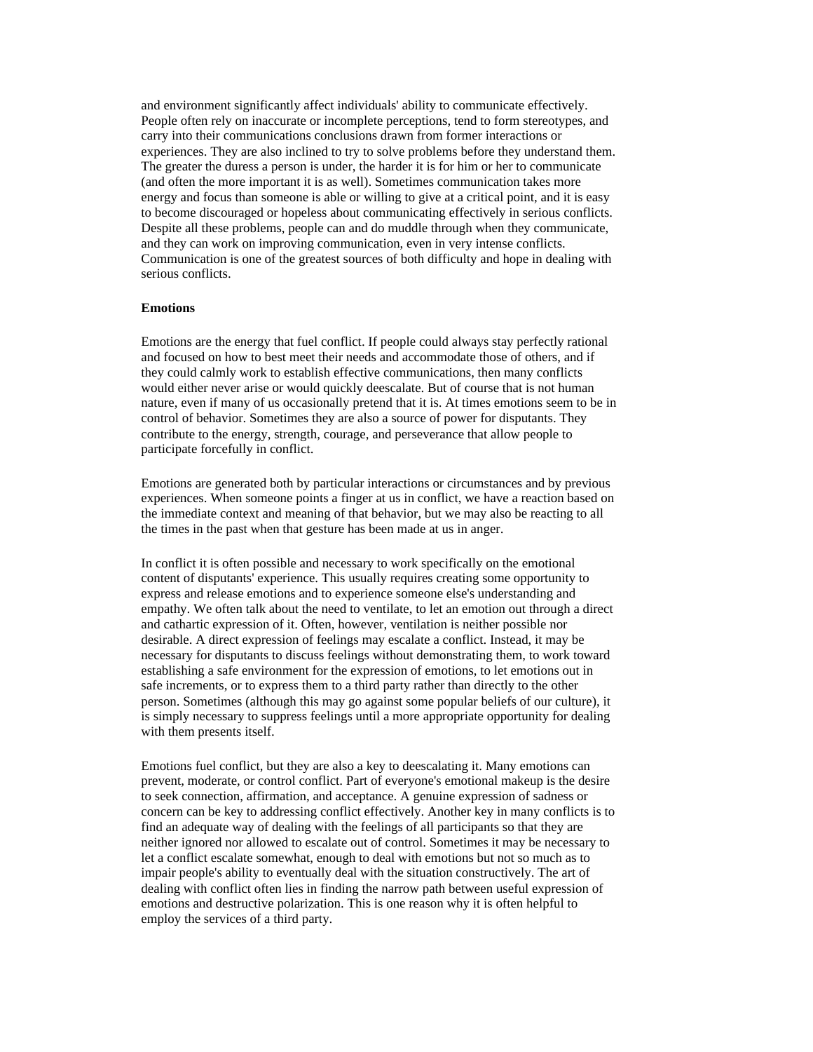and environment significantly affect individuals' ability to communicate effectively. People often rely on inaccurate or incomplete perceptions, tend to form stereotypes, and carry into their communications conclusions drawn from former interactions or experiences. They are also inclined to try to solve problems before they understand them. The greater the duress a person is under, the harder it is for him or her to communicate (and often the more important it is as well). Sometimes communication takes more energy and focus than someone is able or willing to give at a critical point, and it is easy to become discouraged or hopeless about communicating effectively in serious conflicts. Despite all these problems, people can and do muddle through when they communicate, and they can work on improving communication, even in very intense conflicts. Communication is one of the greatest sources of both difficulty and hope in dealing with serious conflicts.

**Emotions**

Emotions are the energy that fuel conflict. If people could always stay perfectly rational and focused on how to best meet their needs and accommodate those of others, and if they could calmly work to establish effective communications, then many conflicts would either never arise or would quickly deescalate. But of course that is not human nature, even if many of us occasionally pretend that it is. At times emotions seem to be in control of behavior. Sometimes they are also a source of power for disputants. They contribute to the energy, strength, courage, and perseverance that allow people to participate forcefully in conflict.

Emotions are generated both by particular interactions or circumstances and by previous experiences. When someone points a finger at us in conflict, we have a reaction based on the immediate context and meaning of that behavior, but we may also be reacting to all the times in the past when that gesture has been made at us in anger.

In conflict it is often possible and necessary to work specifically on the emotional content of disputants' experience. This usually requires creating some opportunity to express and release emotions and to experience someone else's understanding and empathy. We often talk about the need to ventilate, to let an emotion out through a direct and cathartic expression of it. Often, however, ventilation is neither possible nor desirable. A direct expression of feelings may escalate a conflict. Instead, it may be necessary for disputants to discuss feelings without demonstrating them, to work toward establishing a safe environment for the expression of emotions, to let emotions out in safe increments, or to express them to a third party rather than directly to the other person. Sometimes (although this may go against some popular beliefs of our culture), it is simply necessary to suppress feelings until a more appropriate opportunity for dealing with them presents itself.

Emotions fuel conflict, but they are also a key to deescalating it. Many emotions can prevent, moderate, or control conflict. Part of everyone's emotional makeup is the desire to seek connection, affirmation, and acceptance. A genuine expression of sadness or concern can be key to addressing conflict effectively. Another key in many conflicts is to find an adequate way of dealing with the feelings of all participants so that they are neither ignored nor allowed to escalate out of control. Sometimes it may be necessary to let a conflict escalate somewhat, enough to deal with emotions but not so much as to impair people's ability to eventually deal with the situation constructively. The art of dealing with conflict often lies in finding the narrow path between useful expression of emotions and destructive polarization. This is one reason why it is often helpful to employ the services of a third party.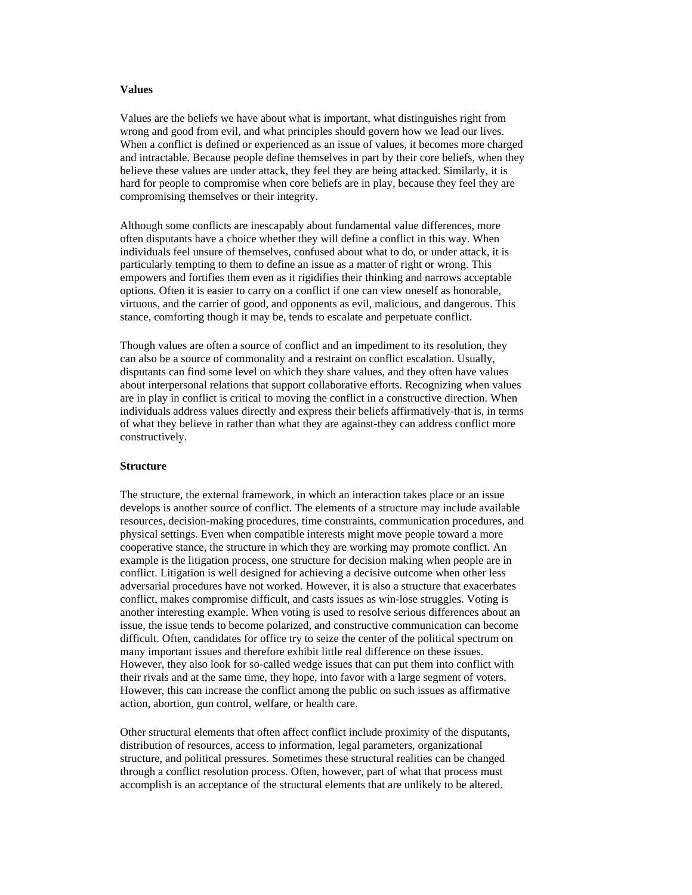### Values

Values are the beliefs we have about what is important, what distinguishes right from wrong and good from evil, and what principles should govern how we lead our lives. When a conflict is defined or experienced as an issue of values, it becomes more charged and intractable. Because people define themselves in part by their core beliefs, when they believe these values are under attack, they feel they are being attacked. Similarly, it is hard for people to compromise when core beliefs are in play, because they feel they are compromising themselves or their integrity.

Although some conflicts are inescapably about fundamental value differences, more often disputants have a choice whether they will define a conflict in this way. When individuals feel unsure of themselves, confused about what to do, or under attack, it is particularly tempting to them to define an issue as a matter of right or wrong. This empowers and fortifies them even as it rigidifies their thinking and narrows acceptable options. Often it is easier to carry on a conflict if one can view oneself as honorable, virtuous, and the carrier of good, and opponents as evil, malicious, and dangerous. This stance, comforting though it may be, tends to escalate and perpetuate conflict.

Though values are often a source of conflict and an impediment to its resolution, they can also be a source of commonality and a restraint on conflict escalation. Usually, disputants can find some level on which they share values, and they often have values about interpersonal relations that support collaborative efforts. Recognizing when values are in play in conflict is critical to moving the conflict in a constructive direction. When individuals address values directly and express their beliefs affirmatively-that is, in terms of what they believe in rather than what they are against-they can address conflict more constructively.

### Structure

The structure, the external framework, in which an interaction takes place or an issue develops is another source of conflict. The elements of a structure may include available resources, decision-making procedures, time constraints, communication procedures, and physical settings. Even when compatible interests might move people toward a more cooperative stance, the structure in which they are working may promote conflict. An example is the litigation process, one structure for decision making when people are in conflict. Litigation is well designed for achieving a decisive outcome when other less adversarial procedures have not worked. However, it is also a structure that exacerbates conflict, makes compromise difficult, and casts issues as win-lose struggles. Voting is another interesting example. When voting is used to resolve serious differences about an issue, the issue tends to become polarized, and constructive communication can become difficult. Often, candidates for office try to seize the center of the political spectrum on many important issues and therefore exhibit little real difference on these issues. However, they also look for so-called wedge issues that can put them into conflict with their rivals and at the same time, they hope, into favor with a large segment of voters. However, this can increase the conflict among the public on such issues as affirmative action, abortion, gun control, welfare, or health care.

Other structural elements that often affect conflict include proximity of the disputants, distribution of resources, access to information, legal parameters, organizational structure, and political pressures. Sometimes these structural realities can be changed through a conflict resolution process. Often, however, part of what that process must accomplish is an acceptance of the structural elements that are unlikely to be altered.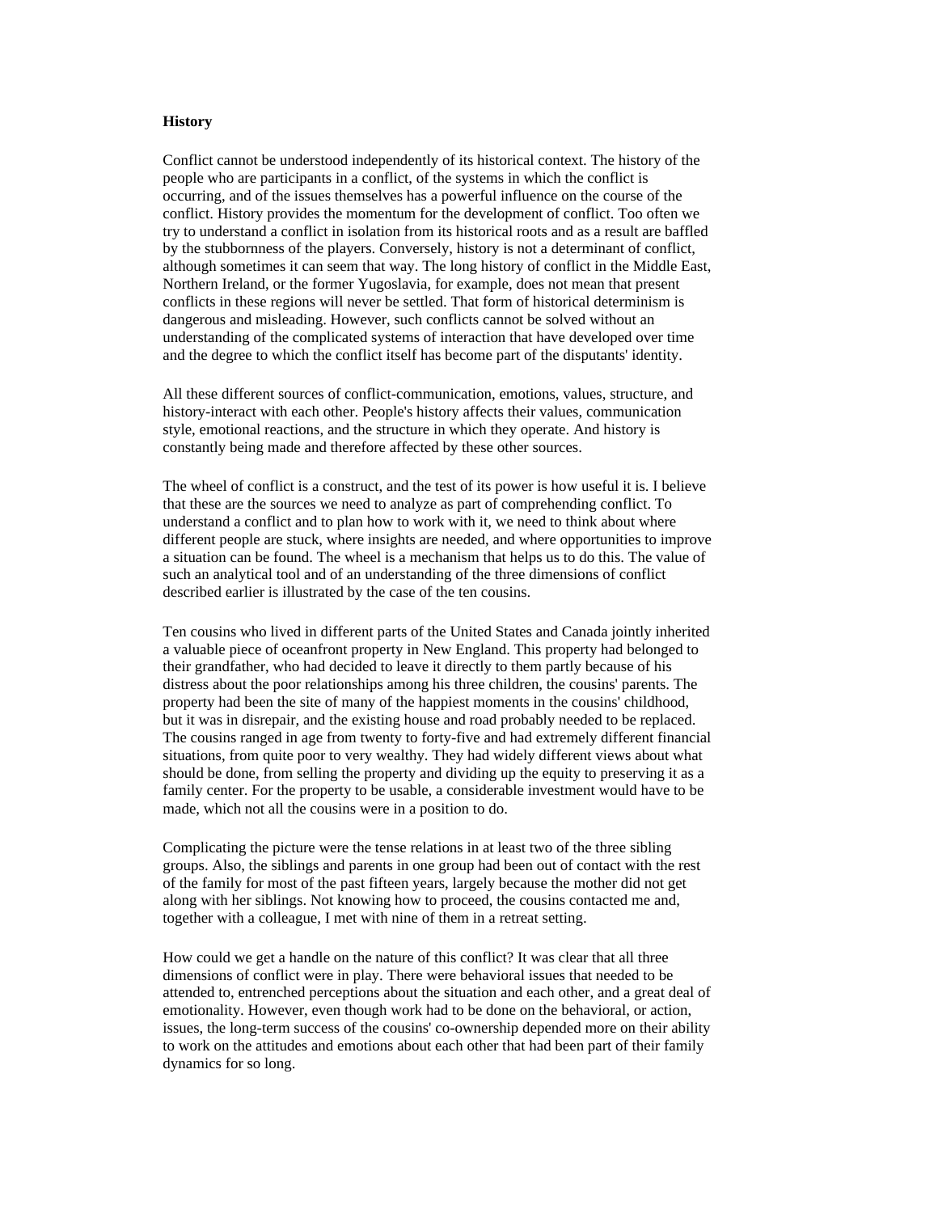**History**

Conflict cannot be understood independently of its historical context. The history of the people who are participants in a conflict, of the systems in which the conflict is occurring, and of the issues themselves has a powerful influence on the course of the conflict. History provides the momentum for the development of conflict. Too often we try to understand a conflict in isolation from its historical roots and as a result are baffled by the stubbornness of the players. Conversely, history is not a determinant of conflict, although sometimes it can seem that way. The long history of conflict in the Middle East, Northern Ireland, or the former Yugoslavia, for example, does not mean that present conflicts in these regions will never be settled. That form of historical determinism is dangerous and misleading. However, such conflicts cannot be solved without an understanding of the complicated systems of interaction that have developed over time and the degree to which the conflict itself has become part of the disputants' identity.

All these different sources of conflict-communication, emotions, values, structure, and history-interact with each other. People's history affects their values, communication style, emotional reactions, and the structure in which they operate. And history is constantly being made and therefore affected by these other sources.

The wheel of conflict is a construct, and the test of its power is how useful it is. I believe that these are the sources we need to analyze as part of comprehending conflict. To understand a conflict and to plan how to work with it, we need to think about where different people are stuck, where insights are needed, and where opportunities to improve a situation can be found. The wheel is a mechanism that helps us to do this. The value of such an analytical tool and of an understanding of the three dimensions of conflict described earlier is illustrated by the case of the ten cousins.

Ten cousins who lived in different parts of the United States and Canada jointly inherited a valuable piece of oceanfront property in New England. This property had belonged to their grandfather, who had decided to leave it directly to them partly because of his distress about the poor relationships among his three children, the cousins' parents. The property had been the site of many of the happiest moments in the cousins' childhood, but it was in disrepair, and the existing house and road probably needed to be replaced. The cousins ranged in age from twenty to forty-five and had extremely different financial situations, from quite poor to very wealthy. They had widely different views about what should be done, from selling the property and dividing up the equity to preserving it as a family center. For the property to be usable, a considerable investment would have to be made, which not all the cousins were in a position to do.

Complicating the picture were the tense relations in at least two of the three sibling groups. Also, the siblings and parents in one group had been out of contact with the rest of the family for most of the past fifteen years, largely because the mother did not get along with her siblings. Not knowing how to proceed, the cousins contacted me and, together with a colleague, I met with nine of them in a retreat setting.

How could we get a handle on the nature of this conflict? It was clear that all three dimensions of conflict were in play. There were behavioral issues that needed to be attended to, entrenched perceptions about the situation and each other, and a great deal of emotionality. However, even though work had to be done on the behavioral, or action, issues, the long-term success of the cousins' co-ownership depended more on their ability to work on the attitudes and emotions about each other that had been part of their family dynamics for so long.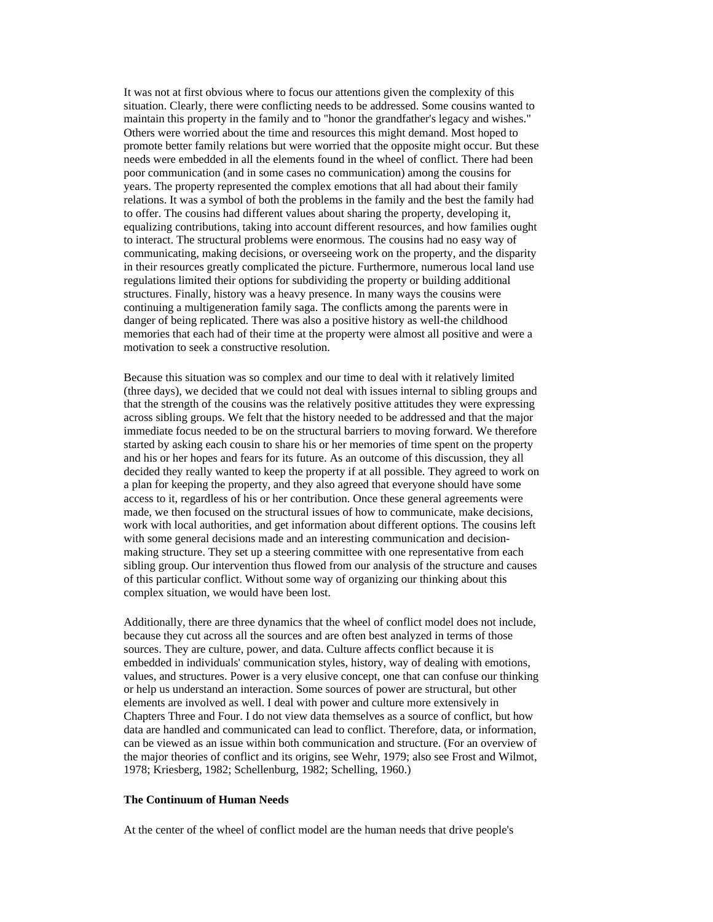It was not at first obvious where to focus our attentions given the complexity of this situation. Clearly, there were conflicting needs to be addressed. Some cousins wanted to maintain this property in the family and to "honor the grandfather's legacy and wishes." Others were worried about the time and resources this might demand. Most hoped to promote better family relations but were worried that the opposite might occur. But these needs were embedded in all the elements found in the wheel of conflict. There had been poor communication (and in some cases no communication) among the cousins for years. The property represented the complex emotions that all had about their family relations. It was a symbol of both the problems in the family and the best the family had to offer. The cousins had different values about sharing the property, developing it, equalizing contributions, taking into account different resources, and how families ought to interact. The structural problems were enormous. The cousins had no easy way of communicating, making decisions, or overseeing work on the property, and the disparity in their resources greatly complicated the picture. Furthermore, numerous local land use regulations limited their options for subdividing the property or building additional structures. Finally, history was a heavy presence. In many ways the cousins were continuing a multigeneration family saga. The conflicts among the parents were in danger of being replicated. There was also a positive history as well-the childhood memories that each had of their time at the property were almost all positive and were a motivation to seek a constructive resolution.

Because this situation was so complex and our time to deal with it relatively limited (three days), we decided that we could not deal with issues internal to sibling groups and that the strength of the cousins was the relatively positive attitudes they were expressing across sibling groups. We felt that the history needed to be addressed and that the major immediate focus needed to be on the structural barriers to moving forward. We therefore started by asking each cousin to share his or her memories of time spent on the property and his or her hopes and fears for its future. As an outcome of this discussion, they all decided they really wanted to keep the property if at all possible. They agreed to work on a plan for keeping the property, and they also agreed that everyone should have some access to it, regardless of his or her contribution. Once these general agreements were made, we then focused on the structural issues of how to communicate, make decisions, work with local authorities, and get information about different options. The cousins left with some general decisions made and an interesting communication and decision-making structure. They set up a steering committee with one representative from each sibling group. Our intervention thus flowed from our analysis of the structure and causes of this particular conflict. Without some way of organizing our thinking about this complex situation, we would have been lost.

Additionally, there are three dynamics that the wheel of conflict model does not include, because they cut across all the sources and are often best analyzed in terms of those sources. They are culture, power, and data. Culture affects conflict because it is embedded in individuals' communication styles, history, way of dealing with emotions, values, and structures. Power is a very elusive concept, one that can confuse our thinking or help us understand an interaction. Some sources of power are structural, but other elements are involved as well. I deal with power and culture more extensively in Chapters Three and Four. I do not view data themselves as a source of conflict, but how data are handled and communicated can lead to conflict. Therefore, data, or information, can be viewed as an issue within both communication and structure. (For an overview of the major theories of conflict and its origins, see Wehr, 1979; also see Frost and Wilmot, 1978; Kriesberg, 1982; Schellenburg, 1982; Schelling, 1960.)

**The Continuum of Human Needs**

At the center of the wheel of conflict model are the human needs that drive people's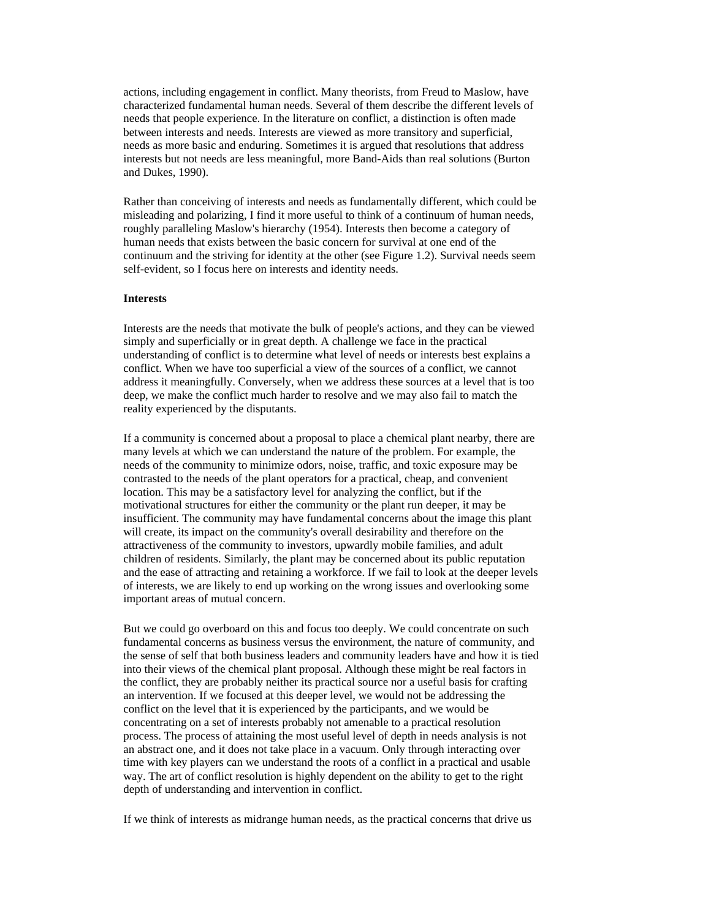actions, including engagement in conflict. Many theorists, from Freud to Maslow, have characterized fundamental human needs. Several of them describe the different levels of needs that people experience. In the literature on conflict, a distinction is often made between interests and needs. Interests are viewed as more transitory and superficial, needs as more basic and enduring. Sometimes it is argued that resolutions that address interests but not needs are less meaningful, more Band-Aids than real solutions (Burton and Dukes, 1990).

Rather than conceiving of interests and needs as fundamentally different, which could be misleading and polarizing, I find it more useful to think of a continuum of human needs, roughly paralleling Maslow's hierarchy (1954). Interests then become a category of human needs that exists between the basic concern for survival at one end of the continuum and the striving for identity at the other (see Figure 1.2). Survival needs seem self-evident, so I focus here on interests and identity needs.

**Interests**

Interests are the needs that motivate the bulk of people's actions, and they can be viewed simply and superficially or in great depth. A challenge we face in the practical understanding of conflict is to determine what level of needs or interests best explains a conflict. When we have too superficial a view of the sources of a conflict, we cannot address it meaningfully. Conversely, when we address these sources at a level that is too deep, we make the conflict much harder to resolve and we may also fail to match the reality experienced by the disputants.

If a community is concerned about a proposal to place a chemical plant nearby, there are many levels at which we can understand the nature of the problem. For example, the needs of the community to minimize odors, noise, traffic, and toxic exposure may be contrasted to the needs of the plant operators for a practical, cheap, and convenient location. This may be a satisfactory level for analyzing the conflict, but if the motivational structures for either the community or the plant run deeper, it may be insufficient. The community may have fundamental concerns about the image this plant will create, its impact on the community's overall desirability and therefore on the attractiveness of the community to investors, upwardly mobile families, and adult children of residents. Similarly, the plant may be concerned about its public reputation and the ease of attracting and retaining a workforce. If we fail to look at the deeper levels of interests, we are likely to end up working on the wrong issues and overlooking some important areas of mutual concern.

But we could go overboard on this and focus too deeply. We could concentrate on such fundamental concerns as business versus the environment, the nature of community, and the sense of self that both business leaders and community leaders have and how it is tied into their views of the chemical plant proposal. Although these might be real factors in the conflict, they are probably neither its practical source nor a useful basis for crafting an intervention. If we focused at this deeper level, we would not be addressing the conflict on the level that it is experienced by the participants, and we would be concentrating on a set of interests probably not amenable to a practical resolution process. The process of attaining the most useful level of depth in needs analysis is not an abstract one, and it does not take place in a vacuum. Only through interacting over time with key players can we understand the roots of a conflict in a practical and usable way. The art of conflict resolution is highly dependent on the ability to get to the right depth of understanding and intervention in conflict.

If we think of interests as midrange human needs, as the practical concerns that drive us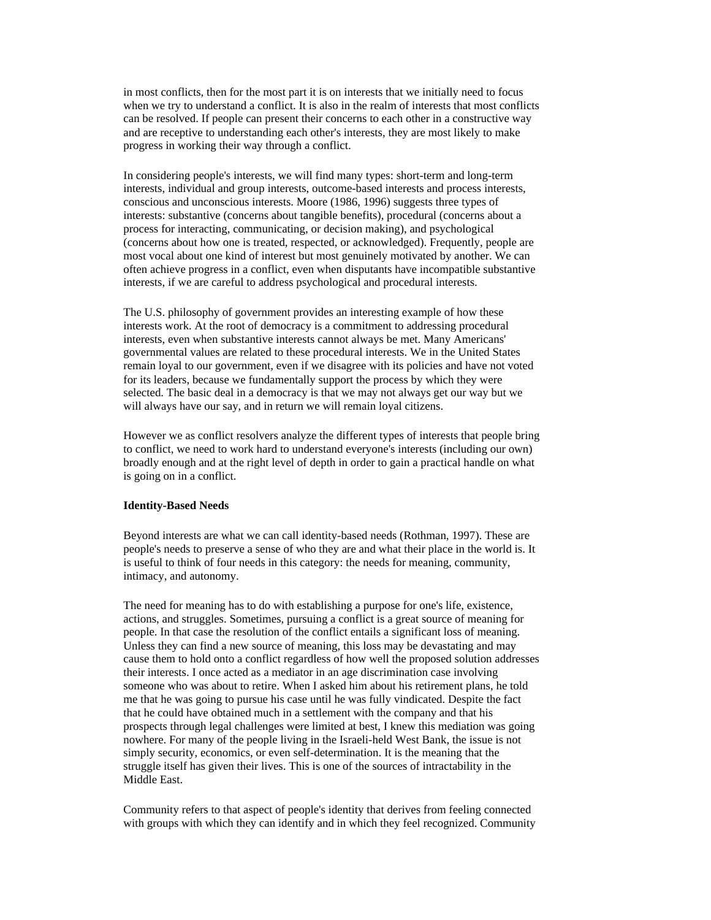in most conflicts, then for the most part it is on interests that we initially need to focus when we try to understand a conflict. It is also in the realm of interests that most conflicts can be resolved. If people can present their concerns to each other in a constructive way and are receptive to understanding each other's interests, they are most likely to make progress in working their way through a conflict.

In considering people's interests, we will find many types: short-term and long-term interests, individual and group interests, outcome-based interests and process interests, conscious and unconscious interests. Moore (1986, 1996) suggests three types of interests: substantive (concerns about tangible benefits), procedural (concerns about a process for interacting, communicating, or decision making), and psychological (concerns about how one is treated, respected, or acknowledged). Frequently, people are most vocal about one kind of interest but most genuinely motivated by another. We can often achieve progress in a conflict, even when disputants have incompatible substantive interests, if we are careful to address psychological and procedural interests.

The U.S. philosophy of government provides an interesting example of how these interests work. At the root of democracy is a commitment to addressing procedural interests, even when substantive interests cannot always be met. Many Americans' governmental values are related to these procedural interests. We in the United States remain loyal to our government, even if we disagree with its policies and have not voted for its leaders, because we fundamentally support the process by which they were selected. The basic deal in a democracy is that we may not always get our way but we will always have our say, and in return we will remain loyal citizens.

However we as conflict resolvers analyze the different types of interests that people bring to conflict, we need to work hard to understand everyone's interests (including our own) broadly enough and at the right level of depth in order to gain a practical handle on what is going on in a conflict.

**Identity-Based Needs**

Beyond interests are what we can call identity-based needs (Rothman, 1997). These are people's needs to preserve a sense of who they are and what their place in the world is. It is useful to think of four needs in this category: the needs for meaning, community, intimacy, and autonomy.

The need for meaning has to do with establishing a purpose for one's life, existence, actions, and struggles. Sometimes, pursuing a conflict is a great source of meaning for people. In that case the resolution of the conflict entails a significant loss of meaning. Unless they can find a new source of meaning, this loss may be devastating and may cause them to hold onto a conflict regardless of how well the proposed solution addresses their interests. I once acted as a mediator in an age discrimination case involving someone who was about to retire. When I asked him about his retirement plans, he told me that he was going to pursue his case until he was fully vindicated. Despite the fact that he could have obtained much in a settlement with the company and that his prospects through legal challenges were limited at best, I knew this mediation was going nowhere. For many of the people living in the Israeli-held West Bank, the issue is not simply security, economics, or even self-determination. It is the meaning that the struggle itself has given their lives. This is one of the sources of intractability in the Middle East.

Community refers to that aspect of people's identity that derives from feeling connected with groups with which they can identify and in which they feel recognized. Community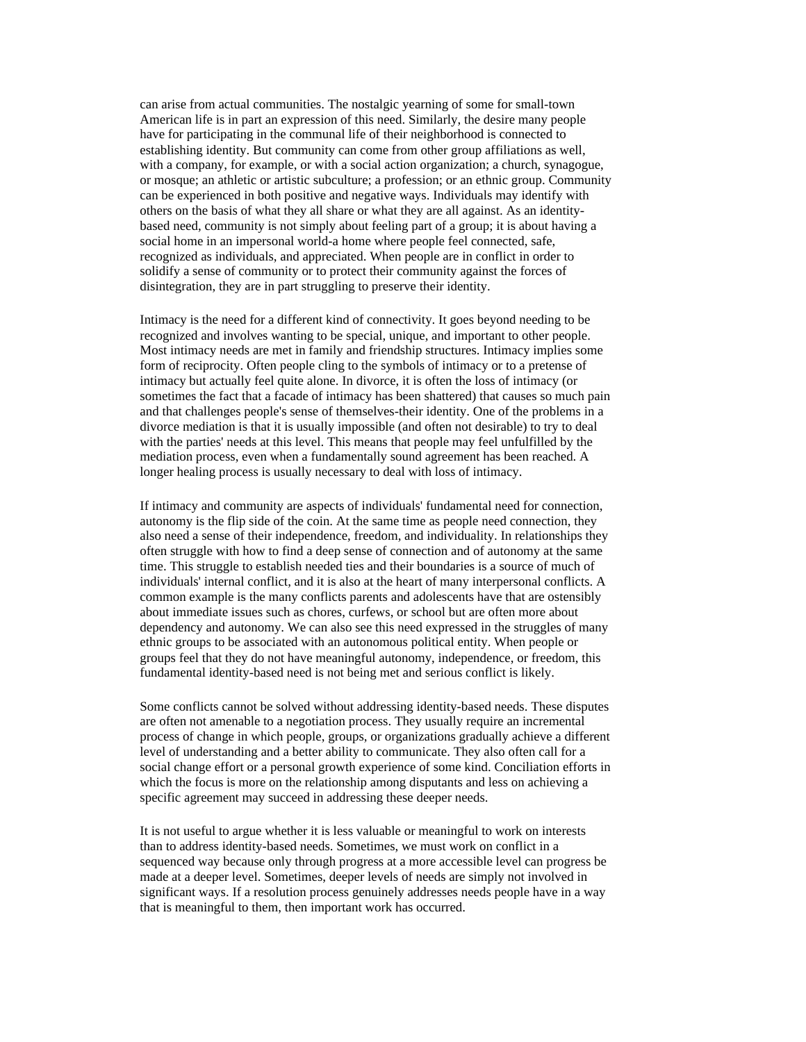can arise from actual communities. The nostalgic yearning of some for small-town American life is in part an expression of this need. Similarly, the desire many people have for participating in the communal life of their neighborhood is connected to establishing identity. But community can come from other group affiliations as well, with a company, for example, or with a social action organization; a church, synagogue, or mosque; an athletic or artistic subculture; a profession; or an ethnic group. Community can be experienced in both positive and negative ways. Individuals may identify with others on the basis of what they all share or what they are all against. As an identity-based need, community is not simply about feeling part of a group; it is about having a social home in an impersonal world-a home where people feel connected, safe, recognized as individuals, and appreciated. When people are in conflict in order to solidify a sense of community or to protect their community against the forces of disintegration, they are in part struggling to preserve their identity.

Intimacy is the need for a different kind of connectivity. It goes beyond needing to be recognized and involves wanting to be special, unique, and important to other people. Most intimacy needs are met in family and friendship structures. Intimacy implies some form of reciprocity. Often people cling to the symbols of intimacy or to a pretense of intimacy but actually feel quite alone. In divorce, it is often the loss of intimacy (or sometimes the fact that a facade of intimacy has been shattered) that causes so much pain and that challenges people's sense of themselves-their identity. One of the problems in a divorce mediation is that it is usually impossible (and often not desirable) to try to deal with the parties' needs at this level. This means that people may feel unfulfilled by the mediation process, even when a fundamentally sound agreement has been reached. A longer healing process is usually necessary to deal with loss of intimacy.

If intimacy and community are aspects of individuals' fundamental need for connection, autonomy is the flip side of the coin. At the same time as people need connection, they also need a sense of their independence, freedom, and individuality. In relationships they often struggle with how to find a deep sense of connection and of autonomy at the same time. This struggle to establish needed ties and their boundaries is a source of much of individuals' internal conflict, and it is also at the heart of many interpersonal conflicts. A common example is the many conflicts parents and adolescents have that are ostensibly about immediate issues such as chores, curfews, or school but are often more about dependency and autonomy. We can also see this need expressed in the struggles of many ethnic groups to be associated with an autonomous political entity. When people or groups feel that they do not have meaningful autonomy, independence, or freedom, this fundamental identity-based need is not being met and serious conflict is likely.

Some conflicts cannot be solved without addressing identity-based needs. These disputes are often not amenable to a negotiation process. They usually require an incremental process of change in which people, groups, or organizations gradually achieve a different level of understanding and a better ability to communicate. They also often call for a social change effort or a personal growth experience of some kind. Conciliation efforts in which the focus is more on the relationship among disputants and less on achieving a specific agreement may succeed in addressing these deeper needs.

It is not useful to argue whether it is less valuable or meaningful to work on interests than to address identity-based needs. Sometimes, we must work on conflict in a sequenced way because only through progress at a more accessible level can progress be made at a deeper level. Sometimes, deeper levels of needs are simply not involved in significant ways. If a resolution process genuinely addresses needs people have in a way that is meaningful to them, then important work has occurred.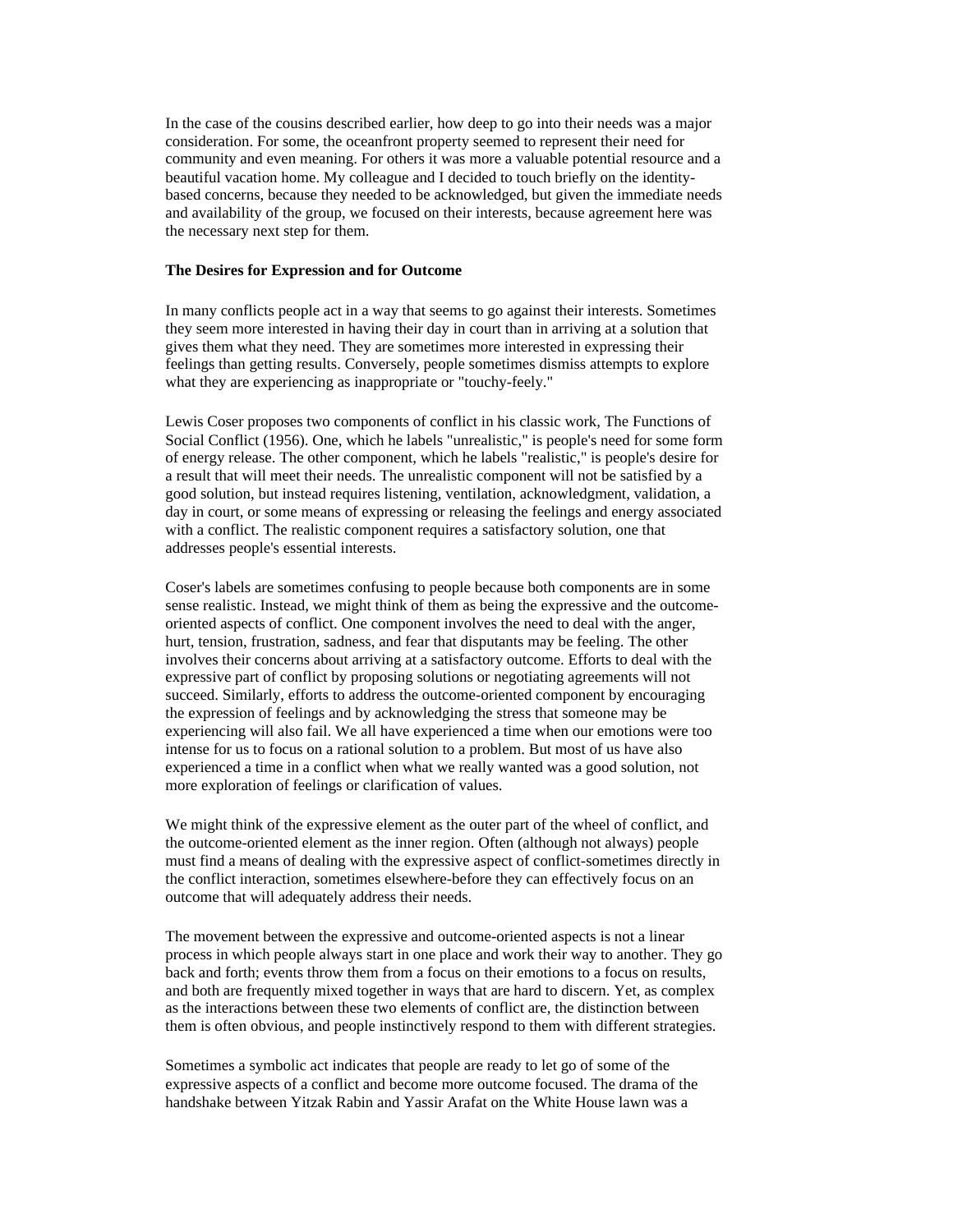In the case of the cousins described earlier, how deep to go into their needs was a major consideration. For some, the oceanfront property seemed to represent their need for community and even meaning. For others it was more a valuable potential resource and a beautiful vacation home. My colleague and I decided to touch briefly on the identity-based concerns, because they needed to be acknowledged, but given the immediate needs and availability of the group, we focused on their interests, because agreement here was the necessary next step for them.

**The Desires for Expression and for Outcome**

In many conflicts people act in a way that seems to go against their interests. Sometimes they seem more interested in having their day in court than in arriving at a solution that gives them what they need. They are sometimes more interested in expressing their feelings than getting results. Conversely, people sometimes dismiss attempts to explore what they are experiencing as inappropriate or "touchy-feely."

Lewis Coser proposes two components of conflict in his classic work, The Functions of Social Conflict (1956). One, which he labels "unrealistic," is people's need for some form of energy release. The other component, which he labels "realistic," is people's desire for a result that will meet their needs. The unrealistic component will not be satisfied by a good solution, but instead requires listening, ventilation, acknowledgment, validation, a day in court, or some means of expressing or releasing the feelings and energy associated with a conflict. The realistic component requires a satisfactory solution, one that addresses people's essential interests.

Coser's labels are sometimes confusing to people because both components are in some sense realistic. Instead, we might think of them as being the expressive and the outcome-oriented aspects of conflict. One component involves the need to deal with the anger, hurt, tension, frustration, sadness, and fear that disputants may be feeling. The other involves their concerns about arriving at a satisfactory outcome. Efforts to deal with the expressive part of conflict by proposing solutions or negotiating agreements will not succeed. Similarly, efforts to address the outcome-oriented component by encouraging the expression of feelings and by acknowledging the stress that someone may be experiencing will also fail. We all have experienced a time when our emotions were too intense for us to focus on a rational solution to a problem. But most of us have also experienced a time in a conflict when what we really wanted was a good solution, not more exploration of feelings or clarification of values.

We might think of the expressive element as the outer part of the wheel of conflict, and the outcome-oriented element as the inner region. Often (although not always) people must find a means of dealing with the expressive aspect of conflict-sometimes directly in the conflict interaction, sometimes elsewhere-before they can effectively focus on an outcome that will adequately address their needs.

The movement between the expressive and outcome-oriented aspects is not a linear process in which people always start in one place and work their way to another. They go back and forth; events throw them from a focus on their emotions to a focus on results, and both are frequently mixed together in ways that are hard to discern. Yet, as complex as the interactions between these two elements of conflict are, the distinction between them is often obvious, and people instinctively respond to them with different strategies.

Sometimes a symbolic act indicates that people are ready to let go of some of the expressive aspects of a conflict and become more outcome focused. The drama of the handshake between Yitzak Rabin and Yassir Arafat on the White House lawn was a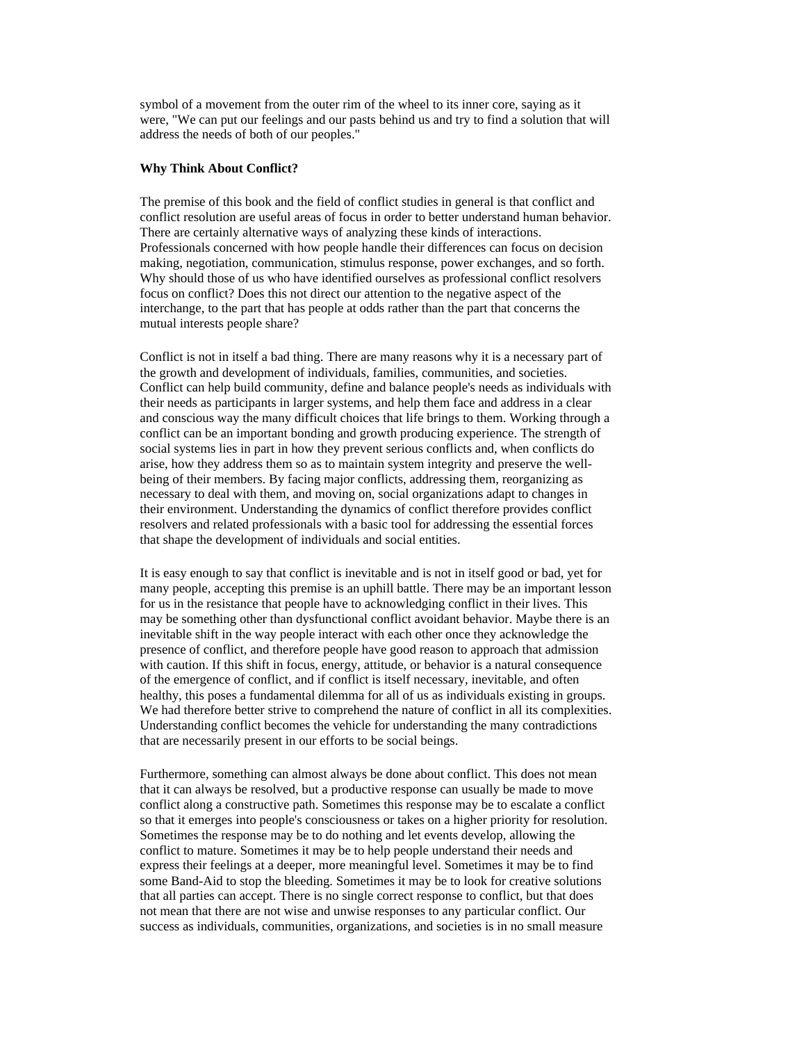symbol of a movement from the outer rim of the wheel to its inner core, saying as it were, "We can put our feelings and our pasts behind us and try to find a solution that will address the needs of both of our peoples."

**Why Think About Conflict?**

The premise of this book and the field of conflict studies in general is that conflict and conflict resolution are useful areas of focus in order to better understand human behavior. There are certainly alternative ways of analyzing these kinds of interactions. Professionals concerned with how people handle their differences can focus on decision making, negotiation, communication, stimulus response, power exchanges, and so forth. Why should those of us who have identified ourselves as professional conflict resolvers focus on conflict? Does this not direct our attention to the negative aspect of the interchange, to the part that has people at odds rather than the part that concerns the mutual interests people share?

Conflict is not in itself a bad thing. There are many reasons why it is a necessary part of the growth and development of individuals, families, communities, and societies. Conflict can help build community, define and balance people's needs as individuals with their needs as participants in larger systems, and help them face and address in a clear and conscious way the many difficult choices that life brings to them. Working through a conflict can be an important bonding and growth producing experience. The strength of social systems lies in part in how they prevent serious conflicts and, when conflicts do arise, how they address them so as to maintain system integrity and preserve the well-being of their members. By facing major conflicts, addressing them, reorganizing as necessary to deal with them, and moving on, social organizations adapt to changes in their environment. Understanding the dynamics of conflict therefore provides conflict resolvers and related professionals with a basic tool for addressing the essential forces that shape the development of individuals and social entities.

It is easy enough to say that conflict is inevitable and is not in itself good or bad, yet for many people, accepting this premise is an uphill battle. There may be an important lesson for us in the resistance that people have to acknowledging conflict in their lives. This may be something other than dysfunctional conflict avoidant behavior. Maybe there is an inevitable shift in the way people interact with each other once they acknowledge the presence of conflict, and therefore people have good reason to approach that admission with caution. If this shift in focus, energy, attitude, or behavior is a natural consequence of the emergence of conflict, and if conflict is itself necessary, inevitable, and often healthy, this poses a fundamental dilemma for all of us as individuals existing in groups. We had therefore better strive to comprehend the nature of conflict in all its complexities. Understanding conflict becomes the vehicle for understanding the many contradictions that are necessarily present in our efforts to be social beings.

Furthermore, something can almost always be done about conflict. This does not mean that it can always be resolved, but a productive response can usually be made to move conflict along a constructive path. Sometimes this response may be to escalate a conflict so that it emerges into people's consciousness or takes on a higher priority for resolution. Sometimes the response may be to do nothing and let events develop, allowing the conflict to mature. Sometimes it may be to help people understand their needs and express their feelings at a deeper, more meaningful level. Sometimes it may be to find some Band-Aid to stop the bleeding. Sometimes it may be to look for creative solutions that all parties can accept. There is no single correct response to conflict, but that does not mean that there are not wise and unwise responses to any particular conflict. Our success as individuals, communities, organizations, and societies is in no small measure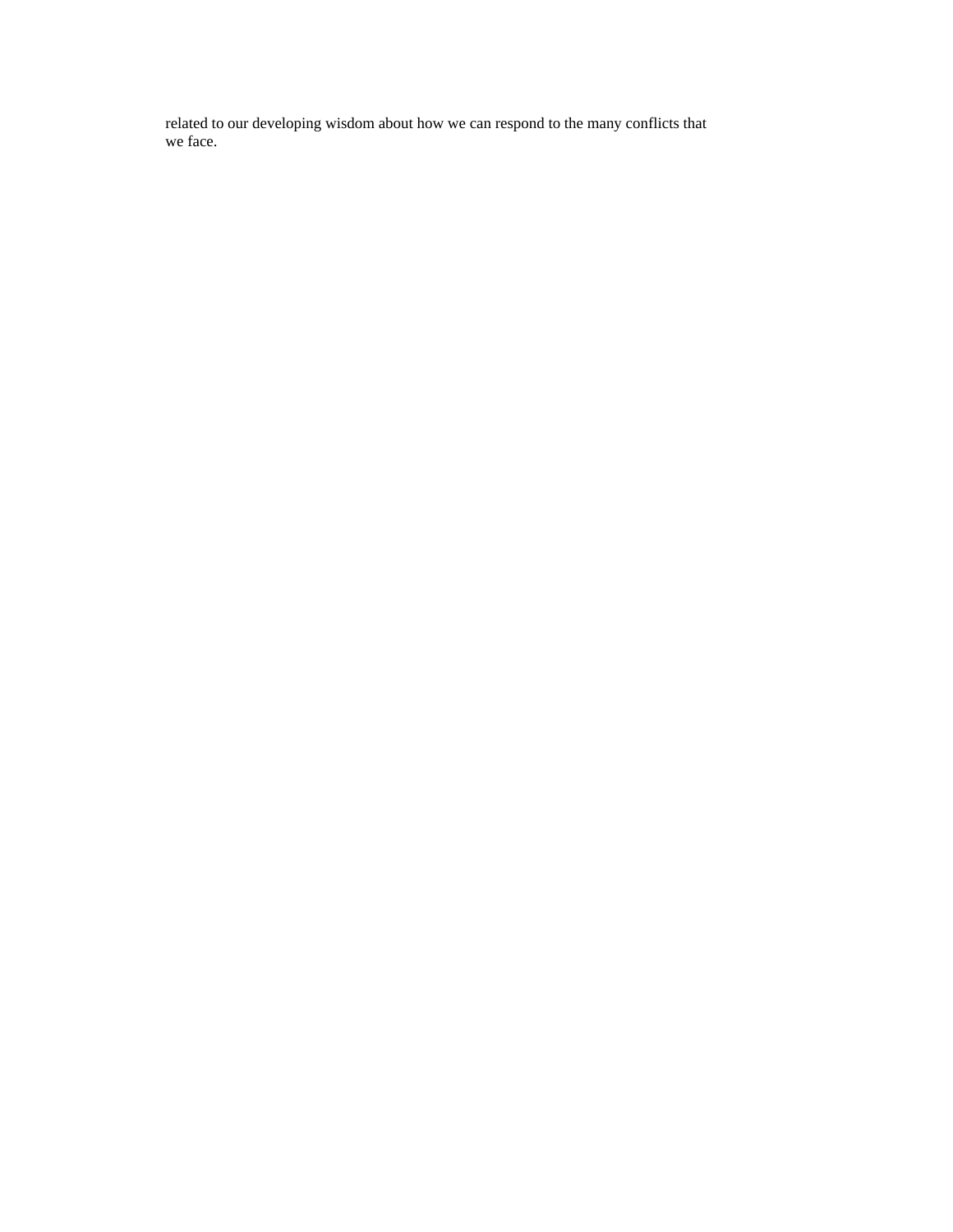related to our developing wisdom about how we can respond to the many conflicts that we face.